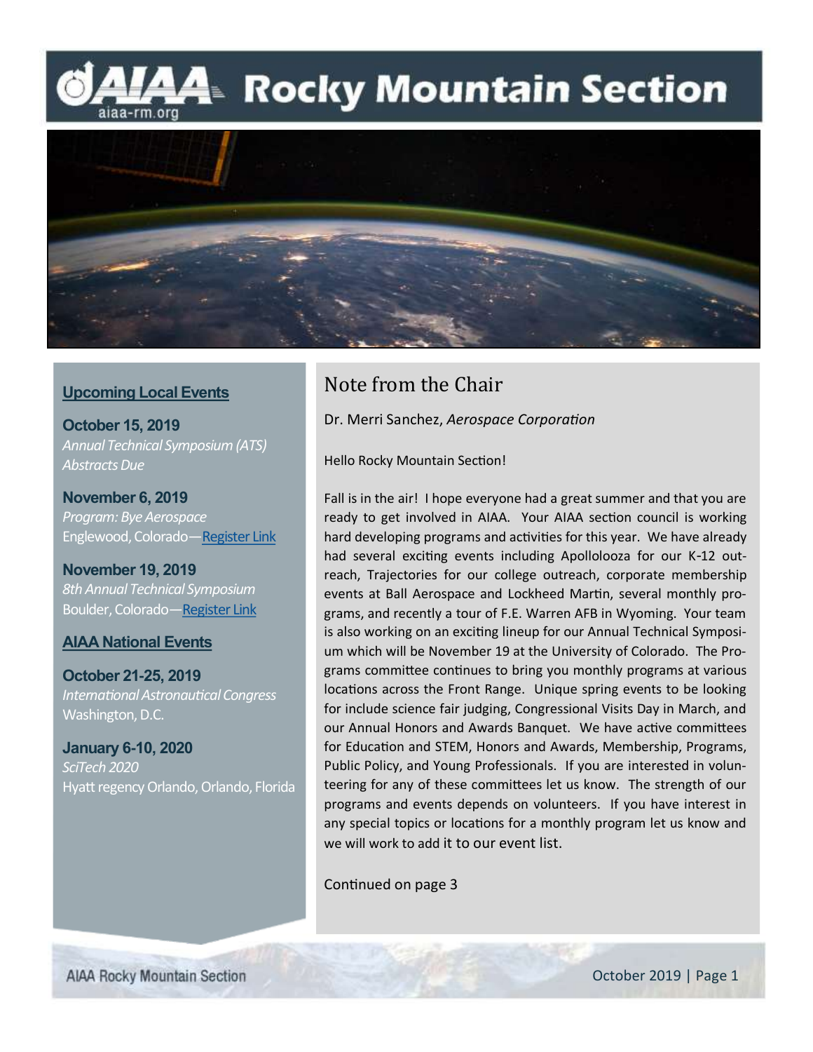# AIAA Rocky Mountain Section

aiaa-rm.org

## Upcoming Local Events

**October 15, 2019**
*Annual Technical Symposium (ATS) Abstracts Due*

**November 6, 2019**
*Program: Bye Aerospace*
Englewood, Colorado—Register Link

**November 19, 2019**
*8th Annual Technical Symposium*
Boulder, Colorado—Register Link

## AIAA National Events

**October 21-25, 2019**
*International Astronautical Congress*
Washington, D.C.

**January 6-10, 2020**
*SciTech 2020*
Hyatt regency Orlando, Orlando, Florida

## Note from the Chair

Dr. Merri Sanchez, *Aerospace Corporation*

Hello Rocky Mountain Section!

Fall is in the air! I hope everyone had a great summer and that you are ready to get involved in AIAA. Your AIAA section council is working hard developing programs and activities for this year. We have already had several exciting events including Apollolooza for our K-12 outreach, Trajectories for our college outreach, corporate membership events at Ball Aerospace and Lockheed Martin, several monthly programs, and recently a tour of F.E. Warren AFB in Wyoming. Your team is also working on an exciting lineup for our Annual Technical Symposium which will be November 19 at the University of Colorado. The Programs committee continues to bring you monthly programs at various locations across the Front Range. Unique spring events to be looking for include science fair judging, Congressional Visits Day in March, and our Annual Honors and Awards Banquet. We have active committees for Education and STEM, Honors and Awards, Membership, Programs, Public Policy, and Young Professionals. If you are interested in volunteering for any of these committees let us know. The strength of our programs and events depends on volunteers. If you have interest in any special topics or locations for a monthly program let us know and we will work to add it to our event list.

Continued on page 3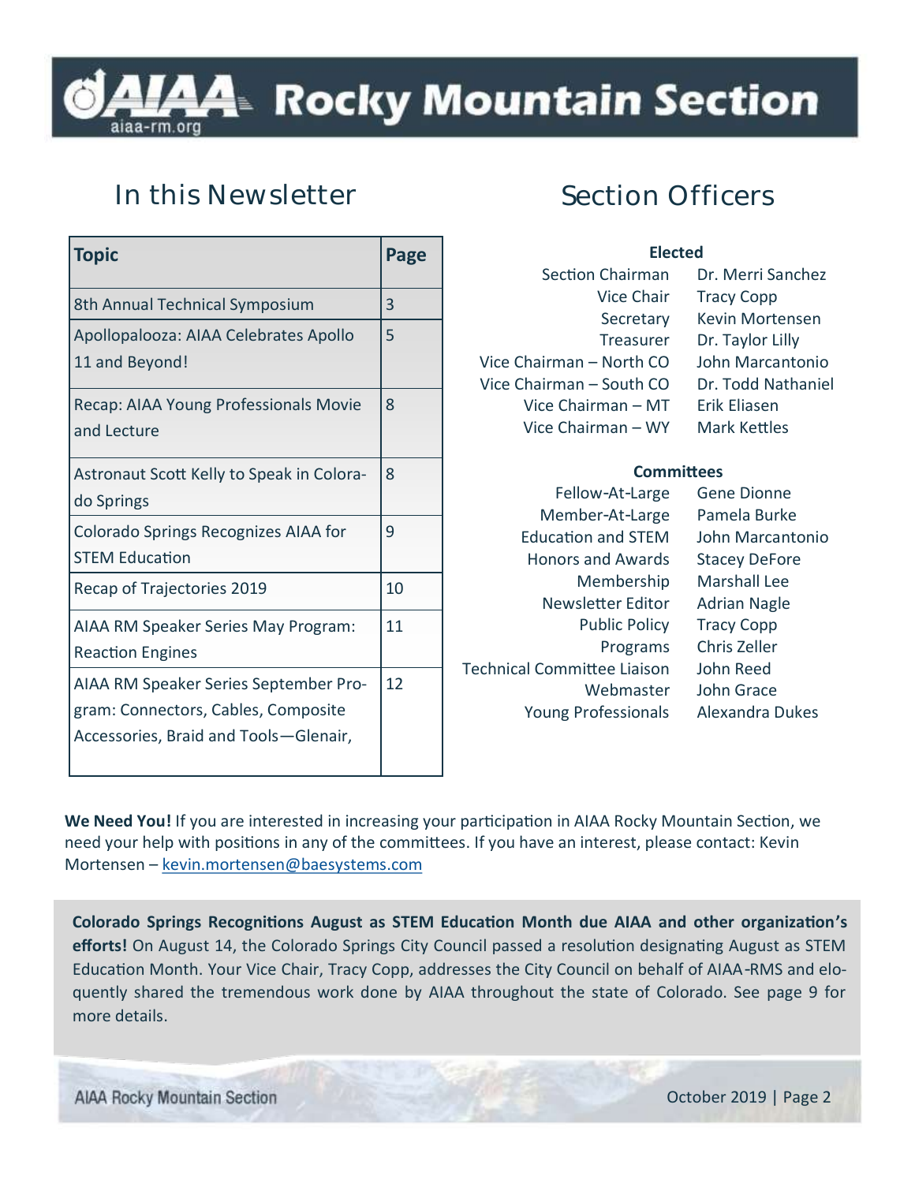# AIAA Rocky Mountain Section

aiaa-rm.org

## In this Newsletter

| Topic | Page |
|---|---|
| 8th Annual Technical Symposium | 3 |
| Apollopalooza: AIAA Celebrates Apollo 11 and Beyond! | 5 |
| Recap: AIAA Young Professionals Movie and Lecture | 8 |
| Astronaut Scott Kelly to Speak in Colorado Springs | 8 |
| Colorado Springs Recognizes AIAA for STEM Education | 9 |
| Recap of Trajectories 2019 | 10 |
| AIAA RM Speaker Series May Program: Reaction Engines | 11 |
| AIAA RM Speaker Series September Program: Connectors, Cables, Composite Accessories, Braid and Tools—Glenair, | 12 |

## Section Officers

**Elected**

| | |
|---|---|
| Section Chairman | Dr. Merri Sanchez |
| Vice Chair | Tracy Copp |
| Secretary | Kevin Mortensen |
| Treasurer | Dr. Taylor Lilly |
| Vice Chairman – North CO | John Marcantonio |
| Vice Chairman – South CO | Dr. Todd Nathaniel |
| Vice Chairman – MT | Erik Eliasen |
| Vice Chairman – WY | Mark Kettles |

**Committees**

| | |
|---|---|
| Fellow-At-Large | Gene Dionne |
| Member-At-Large | Pamela Burke |
| Education and STEM | John Marcantonio |
| Honors and Awards | Stacey DeFore |
| Membership | Marshall Lee |
| Newsletter Editor | Adrian Nagle |
| Public Policy | Tracy Copp |
| Programs | Chris Zeller |
| Technical Committee Liaison | John Reed |
| Webmaster | John Grace |
| Young Professionals | Alexandra Dukes |

**We Need You!** If you are interested in increasing your participation in AIAA Rocky Mountain Section, we need your help with positions in any of the committees. If you have an interest, please contact: Kevin Mortensen – kevin.mortensen@baesystems.com

**Colorado Springs Recognitions August as STEM Education Month due AIAA and other organization's efforts!** On August 14, the Colorado Springs City Council passed a resolution designating August as STEM Education Month. Your Vice Chair, Tracy Copp, addresses the City Council on behalf of AIAA-RMS and eloquently shared the tremendous work done by AIAA throughout the state of Colorado. See page 9 for more details.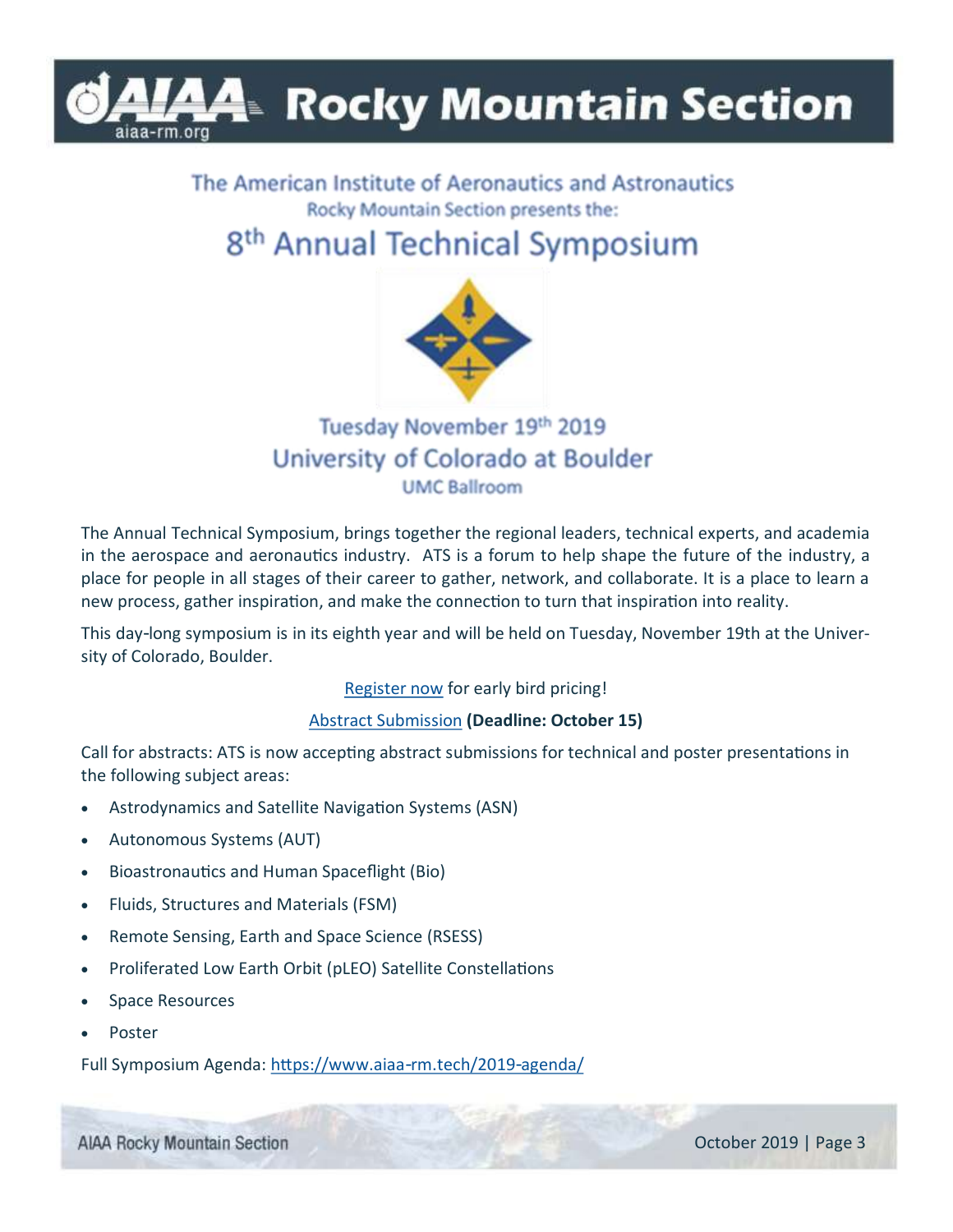# Rocky Mountain Section

The American Institute of Aeronautics and Astronautics
Rocky Mountain Section presents the:

## 8th Annual Technical Symposium

Tuesday November 19th 2019
University of Colorado at Boulder
UMC Ballroom

The Annual Technical Symposium, brings together the regional leaders, technical experts, and academia in the aerospace and aeronautics industry. ATS is a forum to help shape the future of the industry, a place for people in all stages of their career to gather, network, and collaborate. It is a place to learn a new process, gather inspiration, and make the connection to turn that inspiration into reality.

This day-long symposium is in its eighth year and will be held on Tuesday, November 19th at the University of Colorado, Boulder.

Register now for early bird pricing!

Abstract Submission **(Deadline: October 15)**

Call for abstracts: ATS is now accepting abstract submissions for technical and poster presentations in the following subject areas:

- Astrodynamics and Satellite Navigation Systems (ASN)
- Autonomous Systems (AUT)
- Bioastronautics and Human Spaceflight (Bio)
- Fluids, Structures and Materials (FSM)
- Remote Sensing, Earth and Space Science (RSESS)
- Proliferated Low Earth Orbit (pLEO) Satellite Constellations
- Space Resources
- Poster

Full Symposium Agenda: https://www.aiaa-rm.tech/2019-agenda/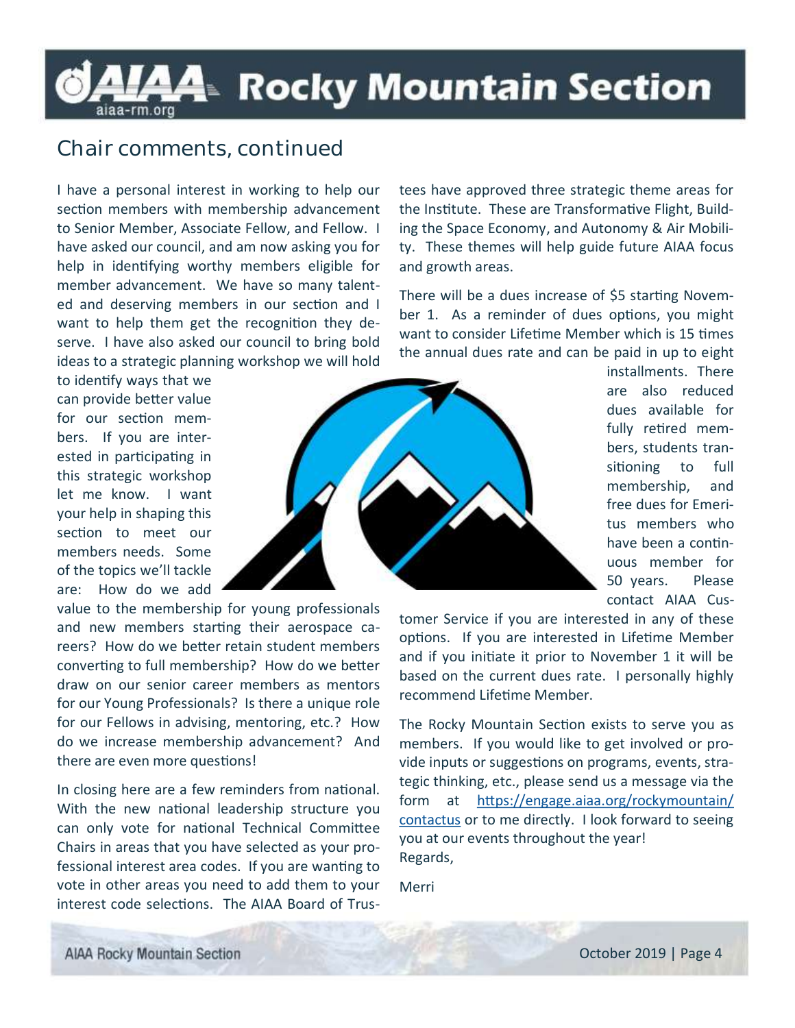## Chair comments, continued

I have a personal interest in working to help our section members with membership advancement to Senior Member, Associate Fellow, and Fellow. I have asked our council, and am now asking you for help in identifying worthy members eligible for member advancement. We have so many talented and deserving members in our section and I want to help them get the recognition they deserve. I have also asked our council to bring bold ideas to a strategic planning workshop we will hold to identify ways that we can provide better value for our section members. If you are interested in participating in this strategic workshop let me know. I want your help in shaping this section to meet our members needs. Some of the topics we'll tackle are: How do we add value to the membership for young professionals and new members starting their aerospace careers? How do we better retain student members converting to full membership? How do we better draw on our senior career members as mentors for our Young Professionals? Is there a unique role for our Fellows in advising, mentoring, etc.? How do we increase membership advancement? And there are even more questions!

In closing here are a few reminders from national. With the new national leadership structure you can only vote for national Technical Committee Chairs in areas that you have selected as your professional interest area codes. If you are wanting to vote in other areas you need to add them to your interest code selections. The AIAA Board of Trustees have approved three strategic theme areas for the Institute. These are Transformative Flight, Building the Space Economy, and Autonomy & Air Mobility. These themes will help guide future AIAA focus and growth areas.

There will be a dues increase of $5 starting November 1. As a reminder of dues options, you might want to consider Lifetime Member which is 15 times the annual dues rate and can be paid in up to eight installments. There are also reduced dues available for fully retired members, students transitioning to full membership, and free dues for Emeritus members who have been a continuous member for 50 years. Please contact AIAA Customer Service if you are interested in any of these options. If you are interested in Lifetime Member and if you initiate it prior to November 1 it will be based on the current dues rate. I personally highly recommend Lifetime Member.

The Rocky Mountain Section exists to serve you as members. If you would like to get involved or provide inputs or suggestions on programs, events, strategic thinking, etc., please send us a message via the form at https://engage.aiaa.org/rockymountain/contactus or to me directly. I look forward to seeing you at our events throughout the year!

Regards,

Merri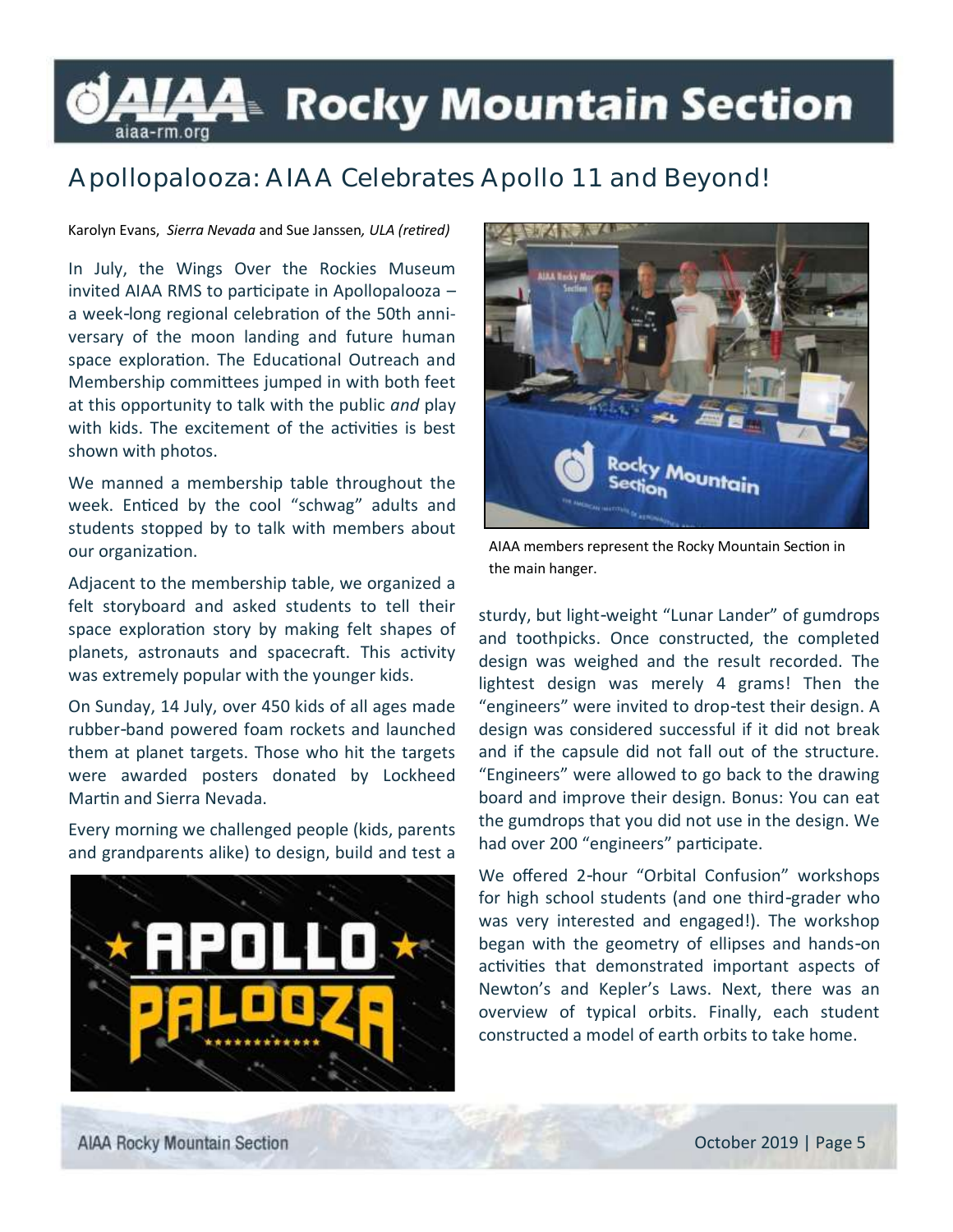## Apollopalooza: AIAA Celebrates Apollo 11 and Beyond!

Karolyn Evans, *Sierra Nevada* and Sue Janssen*, ULA (retired)*

In July, the Wings Over the Rockies Museum invited AIAA RMS to participate in Apollopalooza – a week-long regional celebration of the 50th anniversary of the moon landing and future human space exploration. The Educational Outreach and Membership committees jumped in with both feet at this opportunity to talk with the public *and* play with kids. The excitement of the activities is best shown with photos.

We manned a membership table throughout the week. Enticed by the cool "schwag" adults and students stopped by to talk with members about our organization.

Adjacent to the membership table, we organized a felt storyboard and asked students to tell their space exploration story by making felt shapes of planets, astronauts and spacecraft. This activity was extremely popular with the younger kids.

On Sunday, 14 July, over 450 kids of all ages made rubber-band powered foam rockets and launched them at planet targets. Those who hit the targets were awarded posters donated by Lockheed Martin and Sierra Nevada.

Every morning we challenged people (kids, parents and grandparents alike) to design, build and test a sturdy, but light-weight "Lunar Lander" of gumdrops and toothpicks. Once constructed, the completed design was weighed and the result recorded. The lightest design was merely 4 grams! Then the "engineers" were invited to drop-test their design. A design was considered successful if it did not break and if the capsule did not fall out of the structure. "Engineers" were allowed to go back to the drawing board and improve their design. Bonus: You can eat the gumdrops that you did not use in the design. We had over 200 "engineers" participate.

AIAA members represent the Rocky Mountain Section in the main hanger.

We offered 2-hour "Orbital Confusion" workshops for high school students (and one third-grader who was very interested and engaged!). The workshop began with the geometry of ellipses and hands-on activities that demonstrated important aspects of Newton's and Kepler's Laws. Next, there was an overview of typical orbits. Finally, each student constructed a model of earth orbits to take home.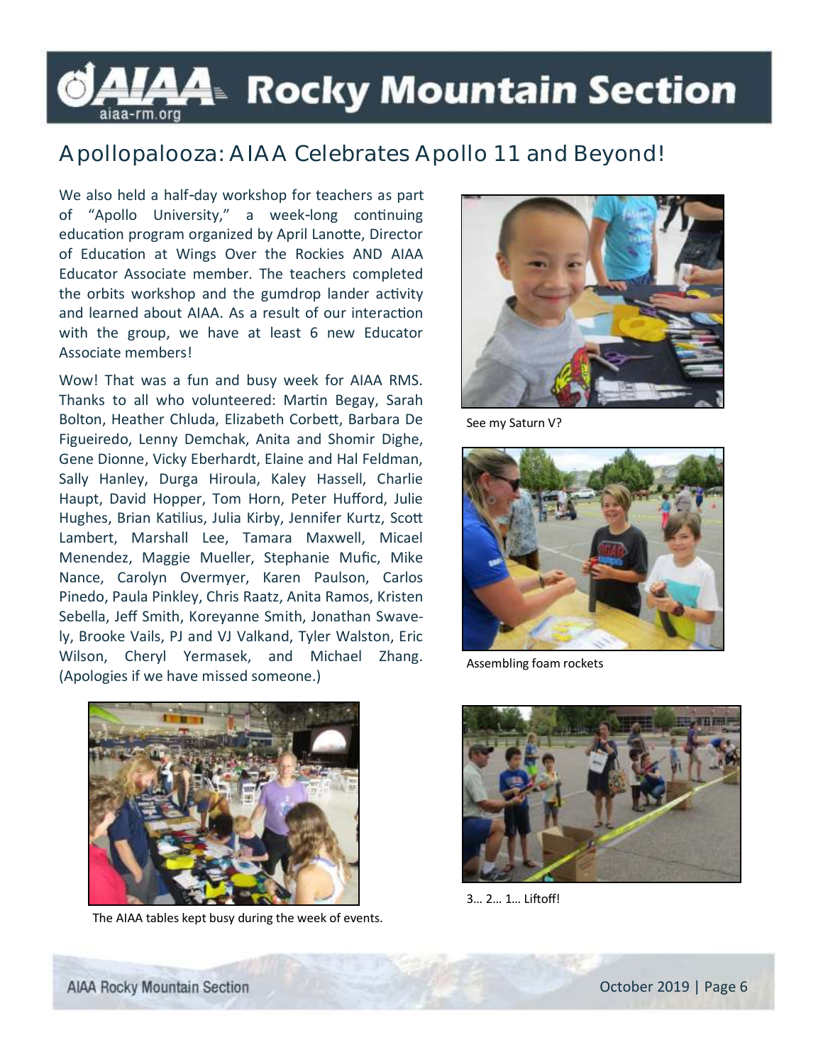## Apollopalooza: AIAA Celebrates Apollo 11 and Beyond!

We also held a half-day workshop for teachers as part of "Apollo University," a week-long continuing education program organized by April Lanotte, Director of Education at Wings Over the Rockies AND AIAA Educator Associate member. The teachers completed the orbits workshop and the gumdrop lander activity and learned about AIAA. As a result of our interaction with the group, we have at least 6 new Educator Associate members!

Wow! That was a fun and busy week for AIAA RMS. Thanks to all who volunteered: Martin Begay, Sarah Bolton, Heather Chluda, Elizabeth Corbett, Barbara De Figueiredo, Lenny Demchak, Anita and Shomir Dighe, Gene Dionne, Vicky Eberhardt, Elaine and Hal Feldman, Sally Hanley, Durga Hiroula, Kaley Hassell, Charlie Haupt, David Hopper, Tom Horn, Peter Hufford, Julie Hughes, Brian Katilius, Julia Kirby, Jennifer Kurtz, Scott Lambert, Marshall Lee, Tamara Maxwell, Micael Menendez, Maggie Mueller, Stephanie Mufic, Mike Nance, Carolyn Overmyer, Karen Paulson, Carlos Pinedo, Paula Pinkley, Chris Raatz, Anita Ramos, Kristen Sebella, Jeff Smith, Koreyanne Smith, Jonathan Swavely, Brooke Vails, PJ and VJ Valkand, Tyler Walston, Eric Wilson, Cheryl Yermasek, and Michael Zhang. (Apologies if we have missed someone.)

See my Saturn V?

Assembling foam rockets

The AIAA tables kept busy during the week of events.

3… 2… 1… Liftoff!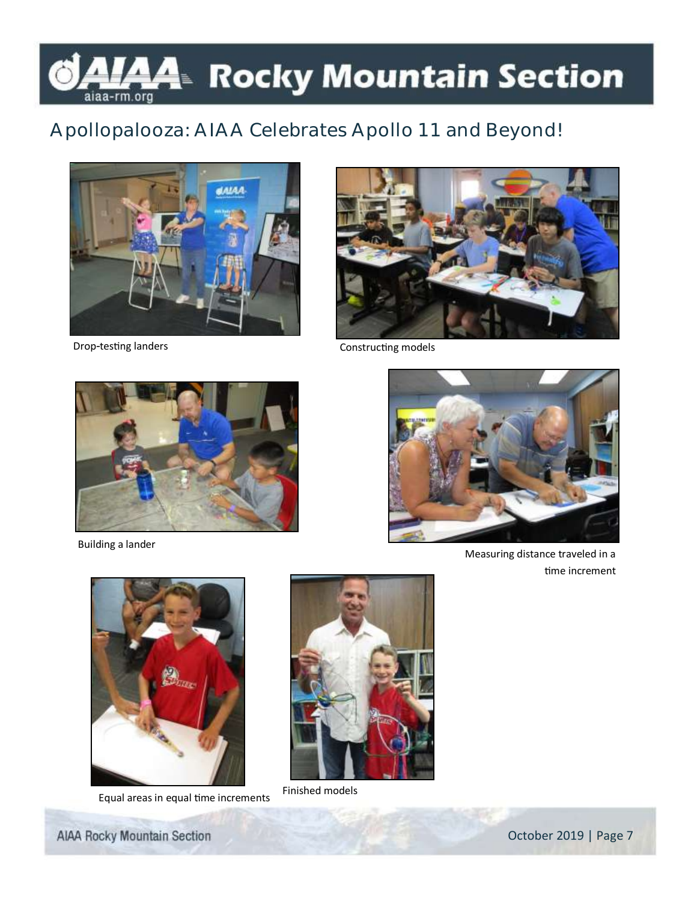## Apollopalooza: AIAA Celebrates Apollo 11 and Beyond!

Drop-testing landers

Constructing models

Building a lander

Measuring distance traveled in a time increment

Equal areas in equal time increments

Finished models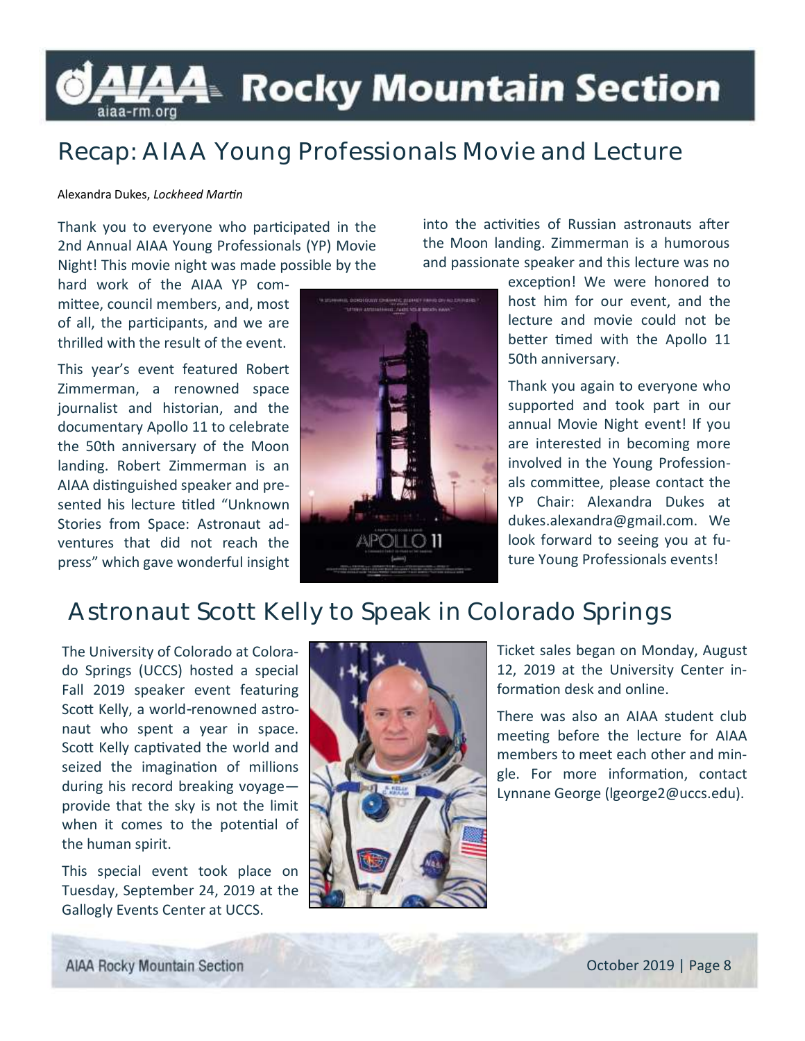## Recap: AIAA Young Professionals Movie and Lecture

Alexandra Dukes, *Lockheed Martin*

Thank you to everyone who participated in the 2nd Annual AIAA Young Professionals (YP) Movie Night! This movie night was made possible by the hard work of the AIAA YP committee, council members, and, most of all, the participants, and we are thrilled with the result of the event.

This year's event featured Robert Zimmerman, a renowned space journalist and historian, and the documentary Apollo 11 to celebrate the 50th anniversary of the Moon landing. Robert Zimmerman is an AIAA distinguished speaker and presented his lecture titled "Unknown Stories from Space: Astronaut adventures that did not reach the press" which gave wonderful insight into the activities of Russian astronauts after the Moon landing. Zimmerman is a humorous and passionate speaker and this lecture was no exception! We were honored to host him for our event, and the lecture and movie could not be better timed with the Apollo 11 50th anniversary.

Thank you again to everyone who supported and took part in our annual Movie Night event! If you are interested in becoming more involved in the Young Professionals committee, please contact the YP Chair: Alexandra Dukes at dukes.alexandra@gmail.com. We look forward to seeing you at future Young Professionals events!

## Astronaut Scott Kelly to Speak in Colorado Springs

The University of Colorado at Colorado Springs (UCCS) hosted a special Fall 2019 speaker event featuring Scott Kelly, a world-renowned astronaut who spent a year in space. Scott Kelly captivated the world and seized the imagination of millions during his record breaking voyage—provide that the sky is not the limit when it comes to the potential of the human spirit.

This special event took place on Tuesday, September 24, 2019 at the Gallogly Events Center at UCCS.

Ticket sales began on Monday, August 12, 2019 at the University Center information desk and online.

There was also an AIAA student club meeting before the lecture for AIAA members to meet each other and mingle. For more information, contact Lynnane George (lgeorge2@uccs.edu).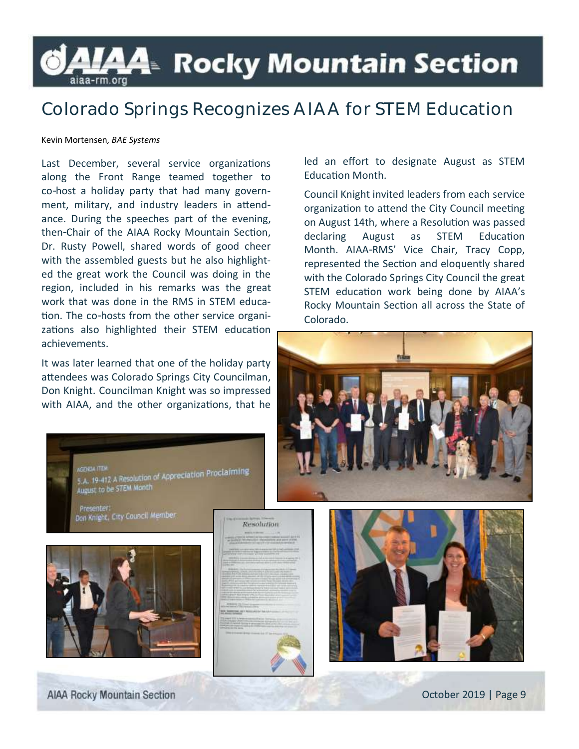# Colorado Springs Recognizes AIAA for STEM Education

Kevin Mortensen, *BAE Systems*

Last December, several service organizations along the Front Range teamed together to co-host a holiday party that had many government, military, and industry leaders in attendance. During the speeches part of the evening, then-Chair of the AIAA Rocky Mountain Section, Dr. Rusty Powell, shared words of good cheer with the assembled guests but he also highlighted the great work the Council was doing in the region, included in his remarks was the great work that was done in the RMS in STEM education. The co-hosts from the other service organizations also highlighted their STEM education achievements.

It was later learned that one of the holiday party attendees was Colorado Springs City Councilman, Don Knight. Councilman Knight was so impressed with AIAA, and the other organizations, that he led an effort to designate August as STEM Education Month.

Council Knight invited leaders from each service organization to attend the City Council meeting on August 14th, where a Resolution was passed declaring August as STEM Education Month. AIAA-RMS' Vice Chair, Tracy Copp, represented the Section and eloquently shared with the Colorado Springs City Council the great STEM education work being done by AIAA's Rocky Mountain Section all across the State of Colorado.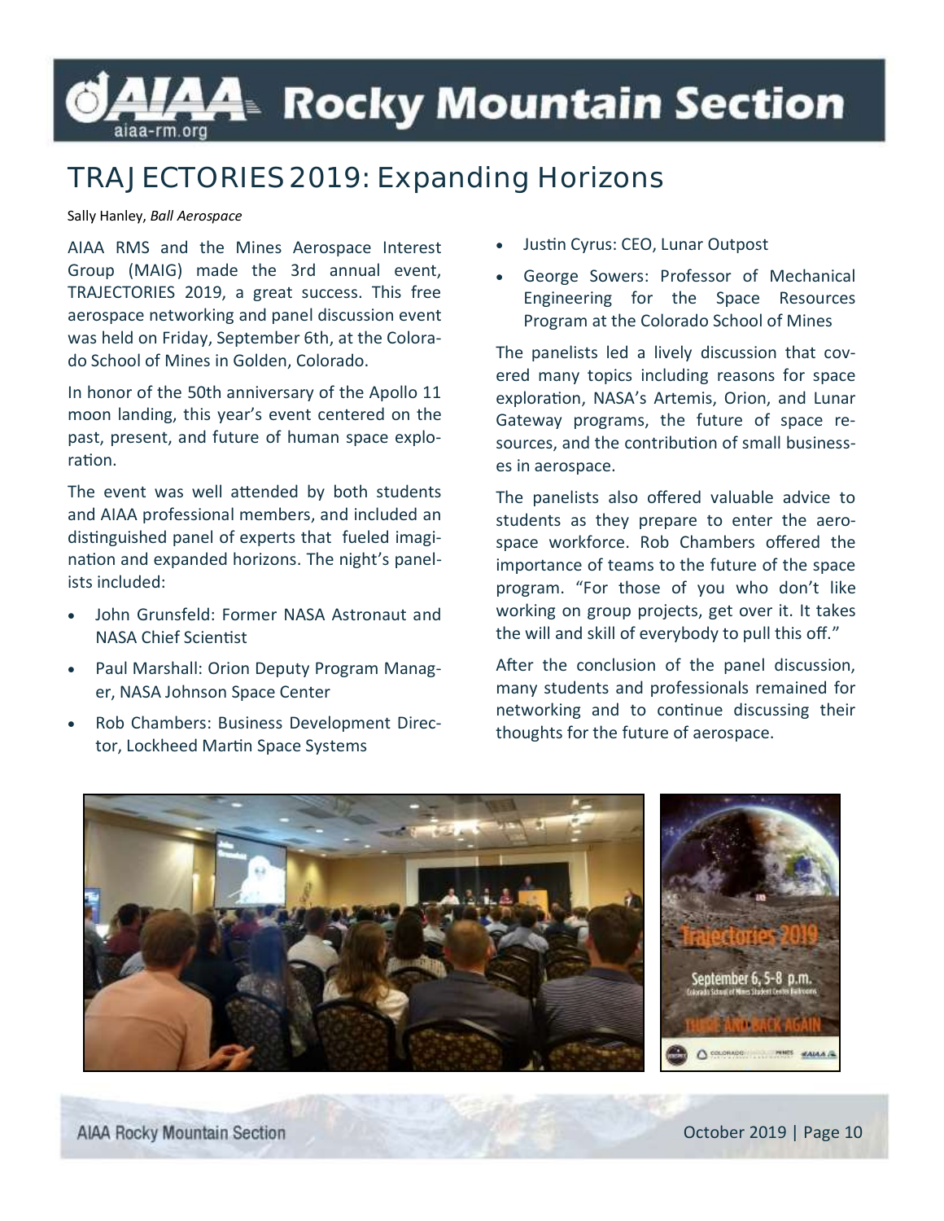# TRAJECTORIES 2019: Expanding Horizons

Sally Hanley, *Ball Aerospace*

AIAA RMS and the Mines Aerospace Interest Group (MAIG) made the 3rd annual event, TRAJECTORIES 2019, a great success. This free aerospace networking and panel discussion event was held on Friday, September 6th, at the Colorado School of Mines in Golden, Colorado.

In honor of the 50th anniversary of the Apollo 11 moon landing, this year's event centered on the past, present, and future of human space exploration.

The event was well attended by both students and AIAA professional members, and included an distinguished panel of experts that fueled imagination and expanded horizons. The night's panelists included:

- John Grunsfeld: Former NASA Astronaut and NASA Chief Scientist
- Paul Marshall: Orion Deputy Program Manager, NASA Johnson Space Center
- Rob Chambers: Business Development Director, Lockheed Martin Space Systems
- Justin Cyrus: CEO, Lunar Outpost
- George Sowers: Professor of Mechanical Engineering for the Space Resources Program at the Colorado School of Mines

The panelists led a lively discussion that covered many topics including reasons for space exploration, NASA's Artemis, Orion, and Lunar Gateway programs, the future of space resources, and the contribution of small businesses in aerospace.

The panelists also offered valuable advice to students as they prepare to enter the aerospace workforce. Rob Chambers offered the importance of teams to the future of the space program. "For those of you who don't like working on group projects, get over it. It takes the will and skill of everybody to pull this off."

After the conclusion of the panel discussion, many students and professionals remained for networking and to continue discussing their thoughts for the future of aerospace.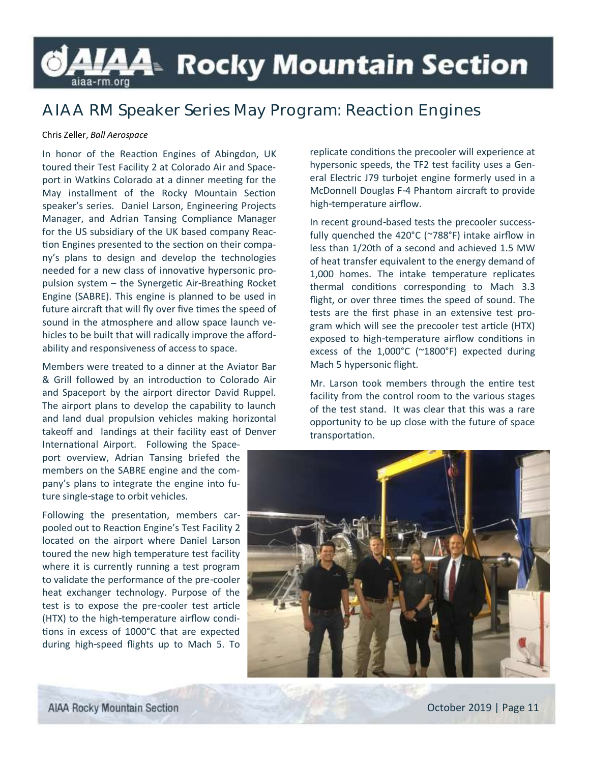## AIAA RM Speaker Series May Program: Reaction Engines

Chris Zeller, *Ball Aerospace*

In honor of the Reaction Engines of Abingdon, UK toured their Test Facility 2 at Colorado Air and Spaceport in Watkins Colorado at a dinner meeting for the May installment of the Rocky Mountain Section speaker's series. Daniel Larson, Engineering Projects Manager, and Adrian Tansing Compliance Manager for the US subsidiary of the UK based company Reaction Engines presented to the section on their company's plans to design and develop the technologies needed for a new class of innovative hypersonic propulsion system – the Synergetic Air-Breathing Rocket Engine (SABRE). This engine is planned to be used in future aircraft that will fly over five times the speed of sound in the atmosphere and allow space launch vehicles to be built that will radically improve the affordability and responsiveness of access to space.

Members were treated to a dinner at the Aviator Bar & Grill followed by an introduction to Colorado Air and Spaceport by the airport director David Ruppel. The airport plans to develop the capability to launch and land dual propulsion vehicles making horizontal takeoff and landings at their facility east of Denver International Airport. Following the Spaceport overview, Adrian Tansing briefed the members on the SABRE engine and the company's plans to integrate the engine into future single-stage to orbit vehicles.

Following the presentation, members carpooled out to Reaction Engine's Test Facility 2 located on the airport where Daniel Larson toured the new high temperature test facility where it is currently running a test program to validate the performance of the pre-cooler heat exchanger technology. Purpose of the test is to expose the pre-cooler test article (HTX) to the high-temperature airflow conditions in excess of 1000°C that are expected during high-speed flights up to Mach 5. To replicate conditions the precooler will experience at hypersonic speeds, the TF2 test facility uses a General Electric J79 turbojet engine formerly used in a McDonnell Douglas F-4 Phantom aircraft to provide high-temperature airflow.

In recent ground-based tests the precooler successfully quenched the 420°C (~788°F) intake airflow in less than 1/20th of a second and achieved 1.5 MW of heat transfer equivalent to the energy demand of 1,000 homes. The intake temperature replicates thermal conditions corresponding to Mach 3.3 flight, or over three times the speed of sound. The tests are the first phase in an extensive test program which will see the precooler test article (HTX) exposed to high-temperature airflow conditions in excess of the 1,000°C (~1800°F) expected during Mach 5 hypersonic flight.

Mr. Larson took members through the entire test facility from the control room to the various stages of the test stand. It was clear that this was a rare opportunity to be up close with the future of space transportation.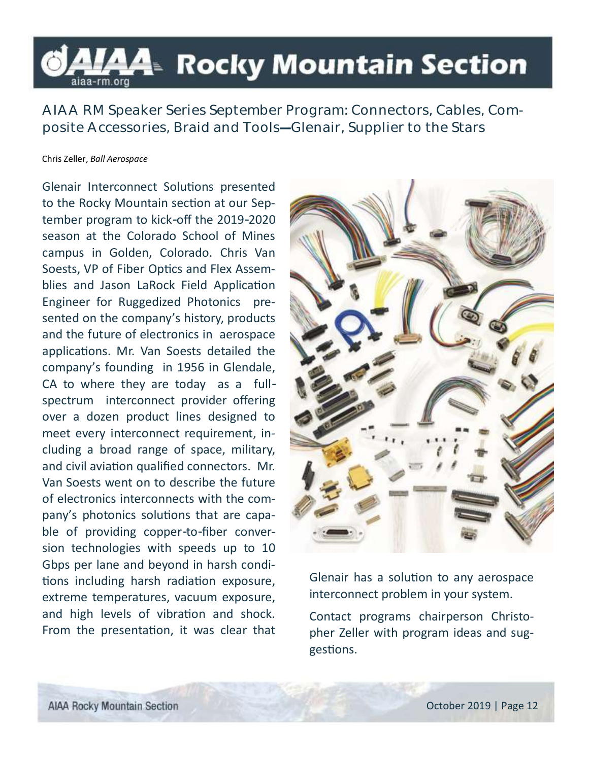## AIAA RM Speaker Series September Program: Connectors, Cables, Composite Accessories, Braid and Tools—Glenair, Supplier to the Stars

Chris Zeller, *Ball Aerospace*

Glenair Interconnect Solutions presented to the Rocky Mountain section at our September program to kick-off the 2019-2020 season at the Colorado School of Mines campus in Golden, Colorado. Chris Van Soests, VP of Fiber Optics and Flex Assemblies and Jason LaRock Field Application Engineer for Ruggedized Photonics presented on the company's history, products and the future of electronics in aerospace applications. Mr. Van Soests detailed the company's founding in 1956 in Glendale, CA to where they are today as a full-spectrum interconnect provider offering over a dozen product lines designed to meet every interconnect requirement, including a broad range of space, military, and civil aviation qualified connectors. Mr. Van Soests went on to describe the future of electronics interconnects with the company's photonics solutions that are capable of providing copper-to-fiber conversion technologies with speeds up to 10 Gbps per lane and beyond in harsh conditions including harsh radiation exposure, extreme temperatures, vacuum exposure, and high levels of vibration and shock. From the presentation, it was clear that Glenair has a solution to any aerospace interconnect problem in your system.

Contact programs chairperson Christopher Zeller with program ideas and suggestions.